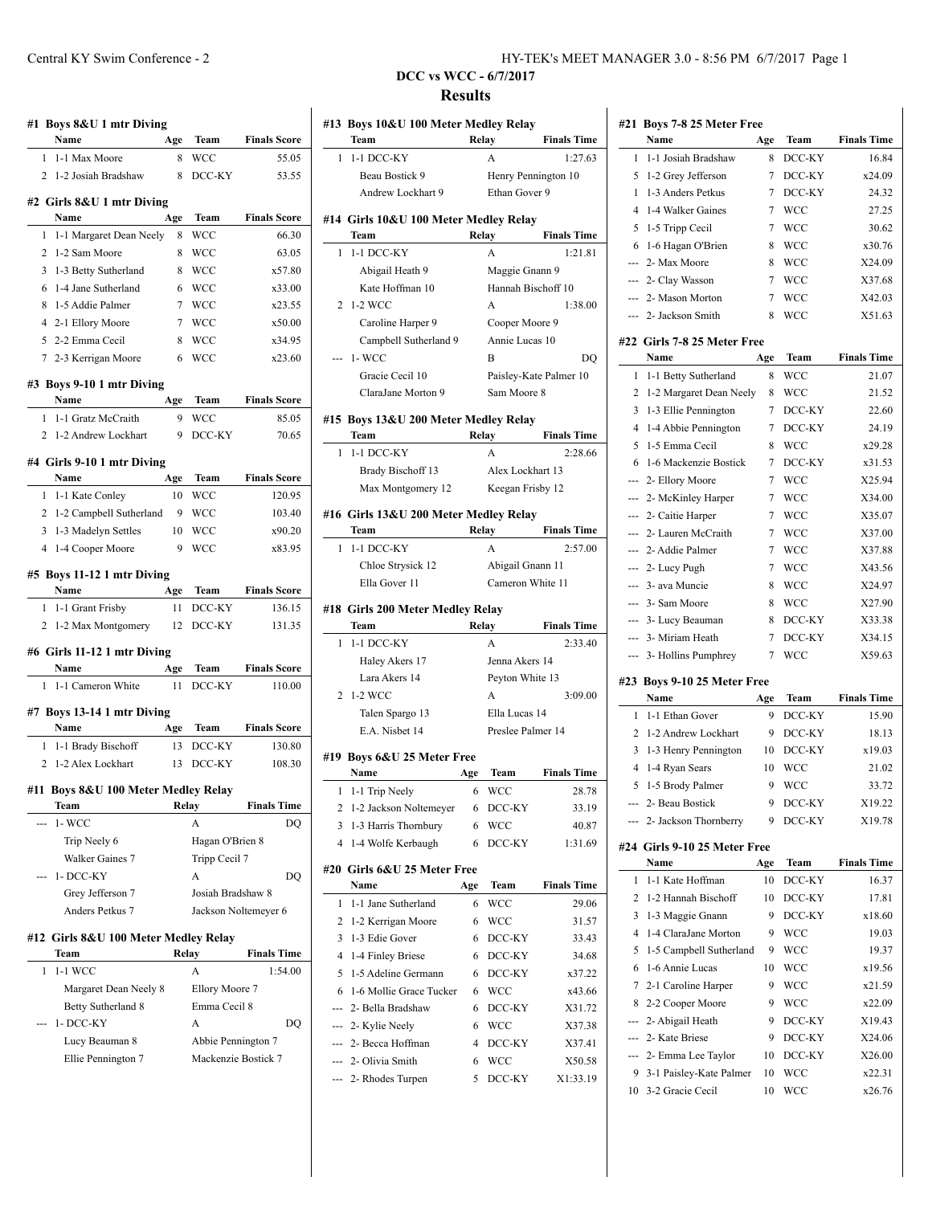# DCC vs WCC - 6/7/2017

## Results

### #1 Boys 8&U 1 mtr Diving

| | Name | Age | Team | Finals Score |
|---|---|---|---|---|
| 1 | 1-1 Max Moore | 8 | WCC | 55.05 |
| 2 | 1-2 Josiah Bradshaw | 8 | DCC-KY | 53.55 |

### #2 Girls 8&U 1 mtr Diving

| | Name | Age | Team | Finals Score |
|---|---|---|---|---|
| 1 | 1-1 Margaret Dean Neely | 8 | WCC | 66.30 |
| 2 | 1-2 Sam Moore | 8 | WCC | 63.05 |
| 3 | 1-3 Betty Sutherland | 8 | WCC | x57.80 |
| 6 | 1-4 Jane Sutherland | 6 | WCC | x33.00 |
| 8 | 1-5 Addie Palmer | 7 | WCC | x23.55 |
| 4 | 2-1 Ellory Moore | 7 | WCC | x50.00 |
| 5 | 2-2 Emma Cecil | 8 | WCC | x34.95 |
| 7 | 2-3 Kerrigan Moore | 6 | WCC | x23.60 |

### #3 Boys 9-10 1 mtr Diving

| | Name | Age | Team | Finals Score |
|---|---|---|---|---|
| 1 | 1-1 Gratz McCraith | 9 | WCC | 85.05 |
| 2 | 1-2 Andrew Lockhart | 9 | DCC-KY | 70.65 |

### #4 Girls 9-10 1 mtr Diving

| | Name | Age | Team | Finals Score |
|---|---|---|---|---|
| 1 | 1-1 Kate Conley | 10 | WCC | 120.95 |
| 2 | 1-2 Campbell Sutherland | 9 | WCC | 103.40 |
| 3 | 1-3 Madelyn Settles | 10 | WCC | x90.20 |
| 4 | 1-4 Cooper Moore | 9 | WCC | x83.95 |

### #5 Boys 11-12 1 mtr Diving

| | Name | Age | Team | Finals Score |
|---|---|---|---|---|
| 1 | 1-1 Grant Frisby | 11 | DCC-KY | 136.15 |
| 2 | 1-2 Max Montgomery | 12 | DCC-KY | 131.35 |

### #6 Girls 11-12 1 mtr Diving

| | Name | Age | Team | Finals Score |
|---|---|---|---|---|
| 1 | 1-1 Cameron White | 11 | DCC-KY | 110.00 |

### #7 Boys 13-14 1 mtr Diving

| | Name | Age | Team | Finals Score |
|---|---|---|---|---|
| 1 | 1-1 Brady Bischoff | 13 | DCC-KY | 130.80 |
| 2 | 1-2 Alex Lockhart | 13 | DCC-KY | 108.30 |

### #11 Boys 8&U 100 Meter Medley Relay

| | Team | Relay | Finals Time |
|---|---|---|---|
| --- | 1- WCC | A | DQ |
| | Trip Neely 6 | Hagan O'Brien 8 | |
| | Walker Gaines 7 | Tripp Cecil 7 | |
| --- | 1- DCC-KY | A | DQ |
| | Grey Jefferson 7 | Josiah Bradshaw 8 | |
| | Anders Petkus 7 | Jackson Noltemeyer 6 | |

### #12 Girls 8&U 100 Meter Medley Relay

| | Team | Relay | Finals Time |
|---|---|---|---|
| 1 | 1-1 WCC | A | 1:54.00 |
| | Margaret Dean Neely 8 | Ellory Moore 7 | |
| | Betty Sutherland 8 | Emma Cecil 8 | |
| --- | 1- DCC-KY | A | DQ |
| | Lucy Beauman 8 | Abbie Pennington 7 | |
| | Ellie Pennington 7 | Mackenzie Bostick 7 | |

### #13 Boys 10&U 100 Meter Medley Relay

| | Team | Relay | Finals Time |
|---|---|---|---|
| 1 | 1-1 DCC-KY | A | 1:27.63 |
| | Beau Bostick 9 | Henry Pennington 10 | |
| | Andrew Lockhart 9 | Ethan Gover 9 | |

### #14 Girls 10&U 100 Meter Medley Relay

| | Team | Relay | Finals Time |
|---|---|---|---|
| 1 | 1-1 DCC-KY | A | 1:21.81 |
| | Abigail Heath 9 | Maggie Gnann 9 | |
| | Kate Hoffman 10 | Hannah Bischoff 10 | |
| 2 | 1-2 WCC | A | 1:38.00 |
| | Caroline Harper 9 | Cooper Moore 9 | |
| | Campbell Sutherland 9 | Annie Lucas 10 | |
| --- | 1- WCC | B | DQ |
| | Gracie Cecil 10 | Paisley-Kate Palmer 10 | |
| | ClaraJane Morton 9 | Sam Moore 8 | |

### #15 Boys 13&U 200 Meter Medley Relay

| | Team | Relay | Finals Time |
|---|---|---|---|
| 1 | 1-1 DCC-KY | A | 2:28.66 |
| | Brady Bischoff 13 | Alex Lockhart 13 | |
| | Max Montgomery 12 | Keegan Frisby 12 | |

### #16 Girls 13&U 200 Meter Medley Relay

| | Team | Relay | Finals Time |
|---|---|---|---|
| 1 | 1-1 DCC-KY | A | 2:57.00 |
| | Chloe Strysick 12 | Abigail Gnann 11 | |
| | Ella Gover 11 | Cameron White 11 | |

### #18 Girls 200 Meter Medley Relay

| | Team | Relay | Finals Time |
|---|---|---|---|
| 1 | 1-1 DCC-KY | A | 2:33.40 |
| | Haley Akers 17 | Jenna Akers 14 | |
| | Lara Akers 14 | Peyton White 13 | |
| 2 | 1-2 WCC | A | 3:09.00 |
| | Talen Spargo 13 | Ella Lucas 14 | |
| | E.A. Nisbet 14 | Preslee Palmer 14 | |

### #19 Boys 6&U 25 Meter Free

| | Name | Age | Team | Finals Time |
|---|---|---|---|---|
| 1 | 1-1 Trip Neely | 6 | WCC | 28.78 |
| 2 | 1-2 Jackson Noltemeyer | 6 | DCC-KY | 33.19 |
| 3 | 1-3 Harris Thornbury | 6 | WCC | 40.87 |
| 4 | 1-4 Wolfe Kerbaugh | 6 | DCC-KY | 1:31.69 |

### #20 Girls 6&U 25 Meter Free

| | Name | Age | Team | Finals Time |
|---|---|---|---|---|
| 1 | 1-1 Jane Sutherland | 6 | WCC | 29.06 |
| 2 | 1-2 Kerrigan Moore | 6 | WCC | 31.57 |
| 3 | 1-3 Edie Gover | 6 | DCC-KY | 33.43 |
| 4 | 1-4 Finley Briese | 6 | DCC-KY | 34.68 |
| 5 | 1-5 Adeline Germann | 6 | DCC-KY | x37.22 |
| 6 | 1-6 Mollie Grace Tucker | 6 | WCC | x43.66 |
| --- | 2- Bella Bradshaw | 6 | DCC-KY | X31.72 |
| --- | 2- Kylie Neely | 6 | WCC | X37.38 |
| --- | 2- Becca Hoffman | 4 | DCC-KY | X37.41 |
| --- | 2- Olivia Smith | 6 | WCC | X50.58 |
| --- | 2- Rhodes Turpen | 5 | DCC-KY | X1:33.19 |

### #21 Boys 7-8 25 Meter Free

| | Name | Age | Team | Finals Time |
|---|---|---|---|---|
| 1 | 1-1 Josiah Bradshaw | 8 | DCC-KY | 16.84 |
| 5 | 1-2 Grey Jefferson | 7 | DCC-KY | x24.09 |
| 1 | 1-3 Anders Petkus | 7 | DCC-KY | 24.32 |
| 4 | 1-4 Walker Gaines | 7 | WCC | 27.25 |
| 5 | 1-5 Tripp Cecil | 7 | WCC | 30.62 |
| 6 | 1-6 Hagan O'Brien | 8 | WCC | x30.76 |
| --- | 2- Max Moore | 8 | WCC | X24.09 |
| --- | 2- Clay Wasson | 7 | WCC | X37.68 |
| --- | 2- Mason Morton | 7 | WCC | X42.03 |
| --- | 2- Jackson Smith | 8 | WCC | X51.63 |

### #22 Girls 7-8 25 Meter Free

| | Name | Age | Team | Finals Time |
|---|---|---|---|---|
| 1 | 1-1 Betty Sutherland | 8 | WCC | 21.07 |
| 2 | 1-2 Margaret Dean Neely | 8 | WCC | 21.52 |
| 3 | 1-3 Ellie Pennington | 7 | DCC-KY | 22.60 |
| 4 | 1-4 Abbie Pennington | 7 | DCC-KY | 24.19 |
| 5 | 1-5 Emma Cecil | 8 | WCC | x29.28 |
| 6 | 1-6 Mackenzie Bostick | 7 | DCC-KY | x31.53 |
| --- | 2- Ellory Moore | 7 | WCC | X25.94 |
| --- | 2- McKinley Harper | 7 | WCC | X34.00 |
| --- | 2- Caitie Harper | 7 | WCC | X35.07 |
| --- | 2- Lauren McCraith | 7 | WCC | X37.00 |
| --- | 2- Addie Palmer | 7 | WCC | X37.88 |
| --- | 2- Lucy Pugh | 7 | WCC | X43.56 |
| --- | 3- ava Muncie | 8 | WCC | X24.97 |
| --- | 3- Sam Moore | 8 | WCC | X27.90 |
| --- | 3- Lucy Beauman | 8 | DCC-KY | X33.38 |
| --- | 3- Miriam Heath | 7 | DCC-KY | X34.15 |
| --- | 3- Hollins Pumphrey | 7 | WCC | X59.63 |

### #23 Boys 9-10 25 Meter Free

| | Name | Age | Team | Finals Time |
|---|---|---|---|---|
| 1 | 1-1 Ethan Gover | 9 | DCC-KY | 15.90 |
| 2 | 1-2 Andrew Lockhart | 9 | DCC-KY | 18.13 |
| 3 | 1-3 Henry Pennington | 10 | DCC-KY | x19.03 |
| 4 | 1-4 Ryan Sears | 10 | WCC | 21.02 |
| 5 | 1-5 Brody Palmer | 9 | WCC | 33.72 |
| --- | 2- Beau Bostick | 9 | DCC-KY | X19.22 |
| --- | 2- Jackson Thornberry | 9 | DCC-KY | X19.78 |

### #24 Girls 9-10 25 Meter Free

| | Name | Age | Team | Finals Time |
|---|---|---|---|---|
| 1 | 1-1 Kate Hoffman | 10 | DCC-KY | 16.37 |
| 2 | 1-2 Hannah Bischoff | 10 | DCC-KY | 17.81 |
| 3 | 1-3 Maggie Gnann | 9 | DCC-KY | x18.60 |
| 4 | 1-4 ClaraJane Morton | 9 | WCC | 19.03 |
| 5 | 1-5 Campbell Sutherland | 9 | WCC | 19.37 |
| 6 | 1-6 Annie Lucas | 10 | WCC | x19.56 |
| 7 | 2-1 Caroline Harper | 9 | WCC | x21.59 |
| 8 | 2-2 Cooper Moore | 9 | WCC | x22.09 |
| --- | 2- Abigail Heath | 9 | DCC-KY | X19.43 |
| --- | 2- Kate Briese | 9 | DCC-KY | X24.06 |
| --- | 2- Emma Lee Taylor | 10 | DCC-KY | X26.00 |
| 9 | 3-1 Paisley-Kate Palmer | 10 | WCC | x22.31 |
| 10 | 3-2 Gracie Cecil | 10 | WCC | x26.76 |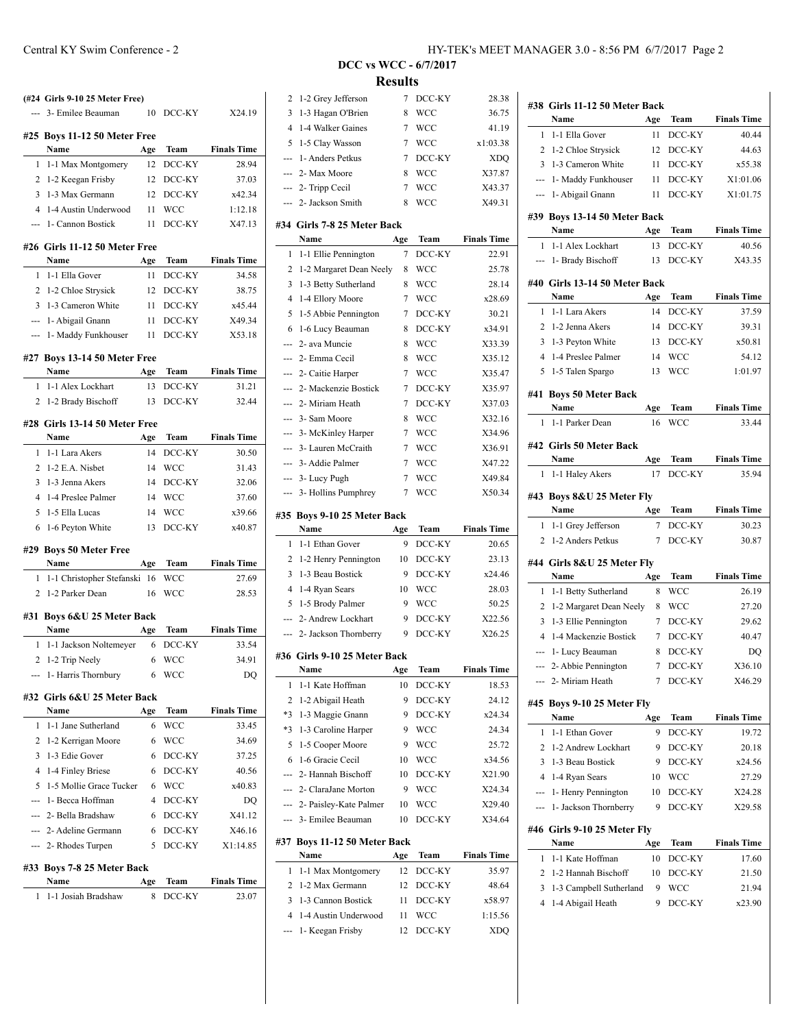## DCC vs WCC - 6/7/2017

### Results

#### (#24 Girls 9-10 25 Meter Free)

| | Name | Age | Team | Finals Time |
|---|---|---|---|---|
| --- | 3- Emilee Beauman | 10 | DCC-KY | X24.19 |

#### #25 Boys 11-12 50 Meter Free

| | Name | Age | Team | Finals Time |
|---|---|---|---|---|
| 1 | 1-1 Max Montgomery | 12 | DCC-KY | 28.94 |
| 2 | 1-2 Keegan Frisby | 12 | DCC-KY | 37.03 |
| 3 | 1-3 Max Germann | 12 | DCC-KY | x42.34 |
| 4 | 1-4 Austin Underwood | 11 | WCC | 1:12.18 |
| --- | 1- Cannon Bostick | 11 | DCC-KY | X47.13 |

#### #26 Girls 11-12 50 Meter Free

| | Name | Age | Team | Finals Time |
|---|---|---|---|---|
| 1 | 1-1 Ella Gover | 11 | DCC-KY | 34.58 |
| 2 | 1-2 Chloe Strysick | 12 | DCC-KY | 38.75 |
| 3 | 1-3 Cameron White | 11 | DCC-KY | x45.44 |
| --- | 1- Abigail Gnann | 11 | DCC-KY | X49.34 |
| --- | 1- Maddy Funkhouser | 11 | DCC-KY | X53.18 |

#### #27 Boys 13-14 50 Meter Free

| | Name | Age | Team | Finals Time |
|---|---|---|---|---|
| 1 | 1-1 Alex Lockhart | 13 | DCC-KY | 31.21 |
| 2 | 1-2 Brady Bischoff | 13 | DCC-KY | 32.44 |

#### #28 Girls 13-14 50 Meter Free

| | Name | Age | Team | Finals Time |
|---|---|---|---|---|
| 1 | 1-1 Lara Akers | 14 | DCC-KY | 30.50 |
| 2 | 1-2 E.A. Nisbet | 14 | WCC | 31.43 |
| 3 | 1-3 Jenna Akers | 14 | DCC-KY | 32.06 |
| 4 | 1-4 Preslee Palmer | 14 | WCC | 37.60 |
| 5 | 1-5 Ella Lucas | 14 | WCC | x39.66 |
| 6 | 1-6 Peyton White | 13 | DCC-KY | x40.87 |

#### #29 Boys 50 Meter Free

| | Name | Age | Team | Finals Time |
|---|---|---|---|---|
| 1 | 1-1 Christopher Stefanski | 16 | WCC | 27.69 |
| 2 | 1-2 Parker Dean | 16 | WCC | 28.53 |

#### #31 Boys 6&U 25 Meter Back

| | Name | Age | Team | Finals Time |
|---|---|---|---|---|
| 1 | 1-1 Jackson Noltemeyer | 6 | DCC-KY | 33.54 |
| 2 | 1-2 Trip Neely | 6 | WCC | 34.91 |
| --- | 1- Harris Thornbury | 6 | WCC | DQ |

#### #32 Girls 6&U 25 Meter Back

| | Name | Age | Team | Finals Time |
|---|---|---|---|---|
| 1 | 1-1 Jane Sutherland | 6 | WCC | 33.45 |
| 2 | 1-2 Kerrigan Moore | 6 | WCC | 34.69 |
| 3 | 1-3 Edie Gover | 6 | DCC-KY | 37.25 |
| 4 | 1-4 Finley Briese | 6 | DCC-KY | 40.56 |
| 5 | 1-5 Mollie Grace Tucker | 6 | WCC | x40.83 |
| --- | 1- Becca Hoffman | 4 | DCC-KY | DQ |
| --- | 2- Bella Bradshaw | 6 | DCC-KY | X41.12 |
| --- | 2- Adeline Germann | 6 | DCC-KY | X46.16 |
| --- | 2- Rhodes Turpen | 5 | DCC-KY | X1:14.85 |

#### #33 Boys 7-8 25 Meter Back

| | Name | Age | Team | Finals Time |
|---|---|---|---|---|
| 1 | 1-1 Josiah Bradshaw | 8 | DCC-KY | 23.07 |
| 2 | 1-2 Grey Jefferson | 7 | DCC-KY | 28.38 |
| 3 | 1-3 Hagan O'Brien | 8 | WCC | 36.75 |
| 4 | 1-4 Walker Gaines | 7 | WCC | 41.19 |
| 5 | 1-5 Clay Wasson | 7 | WCC | x1:03.38 |
| --- | 1- Anders Petkus | 7 | DCC-KY | XDQ |
| --- | 2- Max Moore | 8 | WCC | X37.87 |
| --- | 2- Tripp Cecil | 7 | WCC | X43.37 |
| --- | 2- Jackson Smith | 8 | WCC | X49.31 |

#### #34 Girls 7-8 25 Meter Back

| | Name | Age | Team | Finals Time |
|---|---|---|---|---|
| 1 | 1-1 Ellie Pennington | 7 | DCC-KY | 22.91 |
| 2 | 1-2 Margaret Dean Neely | 8 | WCC | 25.78 |
| 3 | 1-3 Betty Sutherland | 8 | WCC | 28.14 |
| 4 | 1-4 Ellory Moore | 7 | WCC | x28.69 |
| 5 | 1-5 Abbie Pennington | 7 | DCC-KY | 30.21 |
| 6 | 1-6 Lucy Beauman | 8 | DCC-KY | x34.91 |
| --- | 2- ava Muncie | 8 | WCC | X33.39 |
| --- | 2- Emma Cecil | 8 | WCC | X35.12 |
| --- | 2- Caitie Harper | 7 | WCC | X35.47 |
| --- | 2- Mackenzie Bostick | 7 | DCC-KY | X35.97 |
| --- | 2- Miriam Heath | 7 | DCC-KY | X37.03 |
| --- | 3- Sam Moore | 8 | WCC | X32.16 |
| --- | 3- McKinley Harper | 7 | WCC | X34.96 |
| --- | 3- Lauren McCraith | 7 | WCC | X36.91 |
| --- | 3- Addie Palmer | 7 | WCC | X47.22 |
| --- | 3- Lucy Pugh | 7 | WCC | X49.84 |
| --- | 3- Hollins Pumphrey | 7 | WCC | X50.34 |

#### #35 Boys 9-10 25 Meter Back

| | Name | Age | Team | Finals Time |
|---|---|---|---|---|
| 1 | 1-1 Ethan Gover | 9 | DCC-KY | 20.65 |
| 2 | 1-2 Henry Pennington | 10 | DCC-KY | 23.13 |
| 3 | 1-3 Beau Bostick | 9 | DCC-KY | x24.46 |
| 4 | 1-4 Ryan Sears | 10 | WCC | 28.03 |
| 5 | 1-5 Brody Palmer | 9 | WCC | 50.25 |
| --- | 2- Andrew Lockhart | 9 | DCC-KY | X22.56 |
| --- | 2- Jackson Thornberry | 9 | DCC-KY | X26.25 |

#### #36 Girls 9-10 25 Meter Back

| | Name | Age | Team | Finals Time |
|---|---|---|---|---|
| 1 | 1-1 Kate Hoffman | 10 | DCC-KY | 18.53 |
| 2 | 1-2 Abigail Heath | 9 | DCC-KY | 24.12 |
| *3 | 1-3 Maggie Gnann | 9 | DCC-KY | x24.34 |
| *3 | 1-3 Caroline Harper | 9 | WCC | 24.34 |
| 5 | 1-5 Cooper Moore | 9 | WCC | 25.72 |
| 6 | 1-6 Gracie Cecil | 10 | WCC | x34.56 |
| --- | 2- Hannah Bischoff | 10 | DCC-KY | X21.90 |
| --- | 2- ClaraJane Morton | 9 | WCC | X24.34 |
| --- | 2- Paisley-Kate Palmer | 10 | WCC | X29.40 |
| --- | 3- Emilee Beauman | 10 | DCC-KY | X34.64 |

#### #37 Boys 11-12 50 Meter Back

| | Name | Age | Team | Finals Time |
|---|---|---|---|---|
| 1 | 1-1 Max Montgomery | 12 | DCC-KY | 35.97 |
| 2 | 1-2 Max Germann | 12 | DCC-KY | 48.64 |
| 3 | 1-3 Cannon Bostick | 11 | DCC-KY | x58.97 |
| 4 | 1-4 Austin Underwood | 11 | WCC | 1:15.56 |
| --- | 1- Keegan Frisby | 12 | DCC-KY | XDQ |

#### #38 Girls 11-12 50 Meter Back

| | Name | Age | Team | Finals Time |
|---|---|---|---|---|
| 1 | 1-1 Ella Gover | 11 | DCC-KY | 40.44 |
| 2 | 1-2 Chloe Strysick | 12 | DCC-KY | 44.63 |
| 3 | 1-3 Cameron White | 11 | DCC-KY | x55.38 |
| --- | 1- Maddy Funkhouser | 11 | DCC-KY | X1:01.06 |
| --- | 1- Abigail Gnann | 11 | DCC-KY | X1:01.75 |

#### #39 Boys 13-14 50 Meter Back

| | Name | Age | Team | Finals Time |
|---|---|---|---|---|
| 1 | 1-1 Alex Lockhart | 13 | DCC-KY | 40.56 |
| --- | 1- Brady Bischoff | 13 | DCC-KY | X43.35 |

#### #40 Girls 13-14 50 Meter Back

| | Name | Age | Team | Finals Time |
|---|---|---|---|---|
| 1 | 1-1 Lara Akers | 14 | DCC-KY | 37.59 |
| 2 | 1-2 Jenna Akers | 14 | DCC-KY | 39.31 |
| 3 | 1-3 Peyton White | 13 | DCC-KY | x50.81 |
| 4 | 1-4 Preslee Palmer | 14 | WCC | 54.12 |
| 5 | 1-5 Talen Spargo | 13 | WCC | 1:01.97 |

#### #41 Boys 50 Meter Back

| | Name | Age | Team | Finals Time |
|---|---|---|---|---|
| 1 | 1-1 Parker Dean | 16 | WCC | 33.44 |

#### #42 Girls 50 Meter Back

| | Name | Age | Team | Finals Time |
|---|---|---|---|---|
| 1 | 1-1 Haley Akers | 17 | DCC-KY | 35.94 |

#### #43 Boys 8&U 25 Meter Fly

| | Name | Age | Team | Finals Time |
|---|---|---|---|---|
| 1 | 1-1 Grey Jefferson | 7 | DCC-KY | 30.23 |
| 2 | 1-2 Anders Petkus | 7 | DCC-KY | 30.87 |

#### #44 Girls 8&U 25 Meter Fly

| | Name | Age | Team | Finals Time |
|---|---|---|---|---|
| 1 | 1-1 Betty Sutherland | 8 | WCC | 26.19 |
| 2 | 1-2 Margaret Dean Neely | 8 | WCC | 27.20 |
| 3 | 1-3 Ellie Pennington | 7 | DCC-KY | 29.62 |
| 4 | 1-4 Mackenzie Bostick | 7 | DCC-KY | 40.47 |
| --- | 1- Lucy Beauman | 8 | DCC-KY | DQ |
| --- | 2- Abbie Pennington | 7 | DCC-KY | X36.10 |
| --- | 2- Miriam Heath | 7 | DCC-KY | X46.29 |

#### #45 Boys 9-10 25 Meter Fly

| | Name | Age | Team | Finals Time |
|---|---|---|---|---|
| 1 | 1-1 Ethan Gover | 9 | DCC-KY | 19.72 |
| 2 | 1-2 Andrew Lockhart | 9 | DCC-KY | 20.18 |
| 3 | 1-3 Beau Bostick | 9 | DCC-KY | x24.56 |
| 4 | 1-4 Ryan Sears | 10 | WCC | 27.29 |
| --- | 1- Henry Pennington | 10 | DCC-KY | X24.28 |
| --- | 1- Jackson Thornberry | 9 | DCC-KY | X29.58 |

#### #46 Girls 9-10 25 Meter Fly

| | Name | Age | Team | Finals Time |
|---|---|---|---|---|
| 1 | 1-1 Kate Hoffman | 10 | DCC-KY | 17.60 |
| 2 | 1-2 Hannah Bischoff | 10 | DCC-KY | 21.50 |
| 3 | 1-3 Campbell Sutherland | 9 | WCC | 21.94 |
| 4 | 1-4 Abigail Heath | 9 | DCC-KY | x23.90 |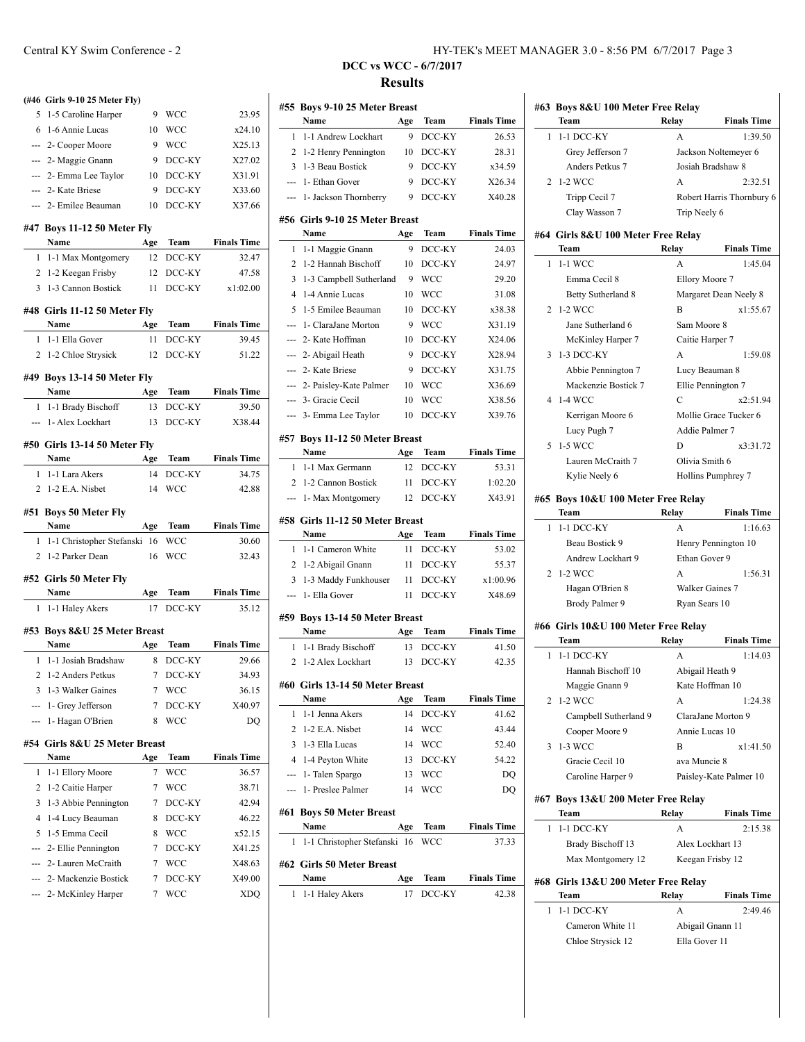## DCC vs WCC - 6/7/2017

## Results

### (#46 Girls 9-10 25 Meter Fly)

| | Name | Age | Team | Finals Time |
|---|---|---|---|---|
| 5 | 1-5 Caroline Harper | 9 | WCC | 23.95 |
| 6 | 1-6 Annie Lucas | 10 | WCC | x24.10 |
| --- | 2- Cooper Moore | 9 | WCC | X25.13 |
| --- | 2- Maggie Gnann | 9 | DCC-KY | X27.02 |
| --- | 2- Emma Lee Taylor | 10 | DCC-KY | X31.91 |
| --- | 2- Kate Briese | 9 | DCC-KY | X33.60 |
| --- | 2- Emilee Beauman | 10 | DCC-KY | X37.66 |

### #47 Boys 11-12 50 Meter Fly

| | Name | Age | Team | Finals Time |
|---|---|---|---|---|
| 1 | 1-1 Max Montgomery | 12 | DCC-KY | 32.47 |
| 2 | 1-2 Keegan Frisby | 12 | DCC-KY | 47.58 |
| 3 | 1-3 Cannon Bostick | 11 | DCC-KY | x1:02.00 |

### #48 Girls 11-12 50 Meter Fly

| | Name | Age | Team | Finals Time |
|---|---|---|---|---|
| 1 | 1-1 Ella Gover | 11 | DCC-KY | 39.45 |
| 2 | 1-2 Chloe Strysick | 12 | DCC-KY | 51.22 |

### #49 Boys 13-14 50 Meter Fly

| | Name | Age | Team | Finals Time |
|---|---|---|---|---|
| 1 | 1-1 Brady Bischoff | 13 | DCC-KY | 39.50 |
| --- | 1- Alex Lockhart | 13 | DCC-KY | X38.44 |

### #50 Girls 13-14 50 Meter Fly

| | Name | Age | Team | Finals Time |
|---|---|---|---|---|
| 1 | 1-1 Lara Akers | 14 | DCC-KY | 34.75 |
| 2 | 1-2 E.A. Nisbet | 14 | WCC | 42.88 |

### #51 Boys 50 Meter Fly

| | Name | Age | Team | Finals Time |
|---|---|---|---|---|
| 1 | 1-1 Christopher Stefanski | 16 | WCC | 30.60 |
| 2 | 1-2 Parker Dean | 16 | WCC | 32.43 |

### #52 Girls 50 Meter Fly

| | Name | Age | Team | Finals Time |
|---|---|---|---|---|
| 1 | 1-1 Haley Akers | 17 | DCC-KY | 35.12 |

### #53 Boys 8&U 25 Meter Breast

| | Name | Age | Team | Finals Time |
|---|---|---|---|---|
| 1 | 1-1 Josiah Bradshaw | 8 | DCC-KY | 29.66 |
| 2 | 1-2 Anders Petkus | 7 | DCC-KY | 34.93 |
| 3 | 1-3 Walker Gaines | 7 | WCC | 36.15 |
| --- | 1- Grey Jefferson | 7 | DCC-KY | X40.97 |
| --- | 1- Hagan O'Brien | 8 | WCC | DQ |

### #54 Girls 8&U 25 Meter Breast

| | Name | Age | Team | Finals Time |
|---|---|---|---|---|
| 1 | 1-1 Ellory Moore | 7 | WCC | 36.57 |
| 2 | 1-2 Caitie Harper | 7 | WCC | 38.71 |
| 3 | 1-3 Abbie Pennington | 7 | DCC-KY | 42.94 |
| 4 | 1-4 Lucy Beauman | 8 | DCC-KY | 46.22 |
| 5 | 1-5 Emma Cecil | 8 | WCC | x52.15 |
| --- | 2- Ellie Pennington | 7 | DCC-KY | X41.25 |
| --- | 2- Lauren McCraith | 7 | WCC | X48.63 |
| --- | 2- Mackenzie Bostick | 7 | DCC-KY | X49.00 |
| --- | 2- McKinley Harper | 7 | WCC | XDQ |

### #55 Boys 9-10 25 Meter Breast

| | Name | Age | Team | Finals Time |
|---|---|---|---|---|
| 1 | 1-1 Andrew Lockhart | 9 | DCC-KY | 26.53 |
| 2 | 1-2 Henry Pennington | 10 | DCC-KY | 28.31 |
| 3 | 1-3 Beau Bostick | 9 | DCC-KY | x34.59 |
| --- | 1- Ethan Gover | 9 | DCC-KY | X26.34 |
| --- | 1- Jackson Thornberry | 9 | DCC-KY | X40.28 |

### #56 Girls 9-10 25 Meter Breast

| | Name | Age | Team | Finals Time |
|---|---|---|---|---|
| 1 | 1-1 Maggie Gnann | 9 | DCC-KY | 24.03 |
| 2 | 1-2 Hannah Bischoff | 10 | DCC-KY | 24.97 |
| 3 | 1-3 Campbell Sutherland | 9 | WCC | 29.20 |
| 4 | 1-4 Annie Lucas | 10 | WCC | 31.08 |
| 5 | 1-5 Emilee Beauman | 10 | DCC-KY | x38.38 |
| --- | 1- ClaraJane Morton | 9 | WCC | X31.19 |
| --- | 2- Kate Hoffman | 10 | DCC-KY | X24.06 |
| --- | 2- Abigail Heath | 9 | DCC-KY | X28.94 |
| --- | 2- Kate Briese | 9 | DCC-KY | X31.75 |
| --- | 2- Paisley-Kate Palmer | 10 | WCC | X36.69 |
| --- | 3- Gracie Cecil | 10 | WCC | X38.56 |
| --- | 3- Emma Lee Taylor | 10 | DCC-KY | X39.76 |

### #57 Boys 11-12 50 Meter Breast

| | Name | Age | Team | Finals Time |
|---|---|---|---|---|
| 1 | 1-1 Max Germann | 12 | DCC-KY | 53.31 |
| 2 | 1-2 Cannon Bostick | 11 | DCC-KY | 1:02.20 |
| --- | 1- Max Montgomery | 12 | DCC-KY | X43.91 |

### #58 Girls 11-12 50 Meter Breast

| | Name | Age | Team | Finals Time |
|---|---|---|---|---|
| 1 | 1-1 Cameron White | 11 | DCC-KY | 53.02 |
| 2 | 1-2 Abigail Gnann | 11 | DCC-KY | 55.37 |
| 3 | 1-3 Maddy Funkhouser | 11 | DCC-KY | x1:00.96 |
| --- | 1- Ella Gover | 11 | DCC-KY | X48.69 |

### #59 Boys 13-14 50 Meter Breast

| | Name | Age | Team | Finals Time |
|---|---|---|---|---|
| 1 | 1-1 Brady Bischoff | 13 | DCC-KY | 41.50 |
| 2 | 1-2 Alex Lockhart | 13 | DCC-KY | 42.35 |

### #60 Girls 13-14 50 Meter Breast

| | Name | Age | Team | Finals Time |
|---|---|---|---|---|
| 1 | 1-1 Jenna Akers | 14 | DCC-KY | 41.62 |
| 2 | 1-2 E.A. Nisbet | 14 | WCC | 43.44 |
| 3 | 1-3 Ella Lucas | 14 | WCC | 52.40 |
| 4 | 1-4 Peyton White | 13 | DCC-KY | 54.22 |
| --- | 1- Talen Spargo | 13 | WCC | DQ |
| --- | 1- Preslee Palmer | 14 | WCC | DQ |

### #61 Boys 50 Meter Breast

| | Name | Age | Team | Finals Time |
|---|---|---|---|---|
| 1 | 1-1 Christopher Stefanski | 16 | WCC | 37.33 |

### #62 Girls 50 Meter Breast

| | Name | Age | Team | Finals Time |
|---|---|---|---|---|
| 1 | 1-1 Haley Akers | 17 | DCC-KY | 42.38 |

### #63 Boys 8&U 100 Meter Free Relay

| | Team | Relay | Finals Time |
|---|---|---|---|
| 1 | 1-1 DCC-KY | A | 1:39.50 |
| | Grey Jefferson 7 | Jackson Noltemeyer 6 | |
| | Anders Petkus 7 | Josiah Bradshaw 8 | |
| 2 | 1-2 WCC | A | 2:32.51 |
| | Tripp Cecil 7 | Robert Harris Thornbury 6 | |
| | Clay Wasson 7 | Trip Neely 6 | |

### #64 Girls 8&U 100 Meter Free Relay

| | Team | Relay | Finals Time |
|---|---|---|---|
| 1 | 1-1 WCC | A | 1:45.04 |
| | Emma Cecil 8 | Ellory Moore 7 | |
| | Betty Sutherland 8 | Margaret Dean Neely 8 | |
| 2 | 1-2 WCC | B | x1:55.67 |
| | Jane Sutherland 6 | Sam Moore 8 | |
| | McKinley Harper 7 | Caitie Harper 7 | |
| 3 | 1-3 DCC-KY | A | 1:59.08 |
| | Abbie Pennington 7 | Lucy Beauman 8 | |
| | Mackenzie Bostick 7 | Ellie Pennington 7 | |
| 4 | 1-4 WCC | C | x2:51.94 |
| | Kerrigan Moore 6 | Mollie Grace Tucker 6 | |
| | Lucy Pugh 7 | Addie Palmer 7 | |
| 5 | 1-5 WCC | D | x3:31.72 |
| | Lauren McCraith 7 | Olivia Smith 6 | |
| | Kylie Neely 6 | Hollins Pumphrey 7 | |

### #65 Boys 10&U 100 Meter Free Relay

| | Team | Relay | Finals Time |
|---|---|---|---|
| 1 | 1-1 DCC-KY | A | 1:16.63 |
| | Beau Bostick 9 | Henry Pennington 10 | |
| | Andrew Lockhart 9 | Ethan Gover 9 | |
| 2 | 1-2 WCC | A | 1:56.31 |
| | Hagan O'Brien 8 | Walker Gaines 7 | |
| | Brody Palmer 9 | Ryan Sears 10 | |

### #66 Girls 10&U 100 Meter Free Relay

| | Team | Relay | Finals Time |
|---|---|---|---|
| 1 | 1-1 DCC-KY | A | 1:14.03 |
| | Hannah Bischoff 10 | Abigail Heath 9 | |
| | Maggie Gnann 9 | Kate Hoffman 10 | |
| 2 | 1-2 WCC | A | 1:24.38 |
| | Campbell Sutherland 9 | ClaraJane Morton 9 | |
| | Cooper Moore 9 | Annie Lucas 10 | |
| 3 | 1-3 WCC | B | x1:41.50 |
| | Gracie Cecil 10 | ava Muncie 8 | |
| | Caroline Harper 9 | Paisley-Kate Palmer 10 | |

### #67 Boys 13&U 200 Meter Free Relay

| | Team | Relay | Finals Time |
|---|---|---|---|
| 1 | 1-1 DCC-KY | A | 2:15.38 |
| | Brady Bischoff 13 | Alex Lockhart 13 | |
| | Max Montgomery 12 | Keegan Frisby 12 | |

### #68 Girls 13&U 200 Meter Free Relay

| | Team | Relay | Finals Time |
|---|---|---|---|
| 1 | 1-1 DCC-KY | A | 2:49.46 |
| | Cameron White 11 | Abigail Gnann 11 | |
| | Chloe Strysick 12 | Ella Gover 11 | |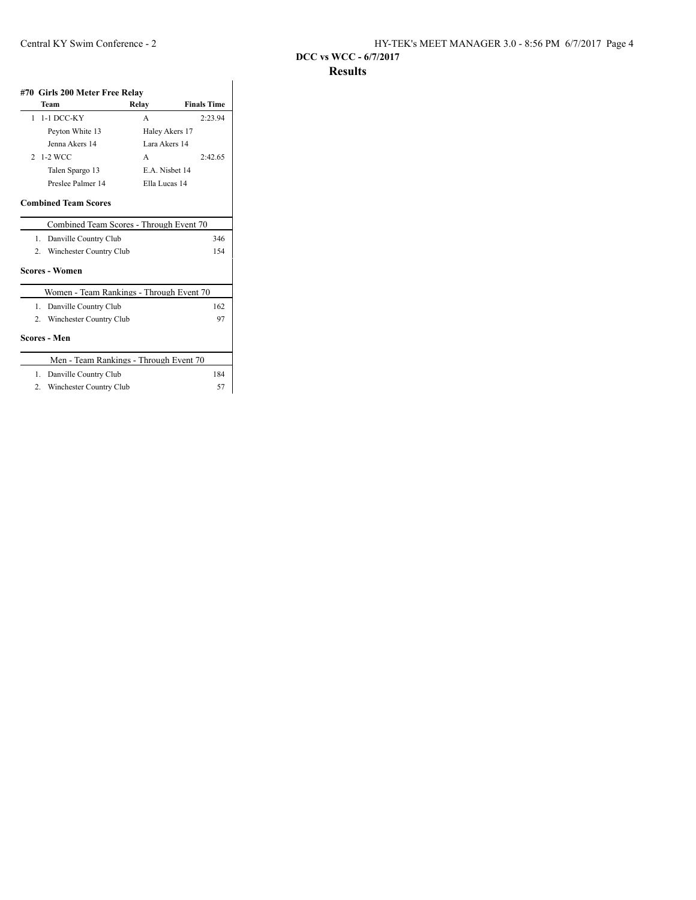# DCC vs WCC - 6/7/2017

## Results

### #70 Girls 200 Meter Free Relay

| | Team | Relay | Finals Time |
|---|---|---|---|
| 1 | 1-1 DCC-KY | A | 2:23.94 |
| | Peyton White 13 | Haley Akers 17 | |
| | Jenna Akers 14 | Lara Akers 14 | |
| 2 | 1-2 WCC | A | 2:42.65 |
| | Talen Spargo 13 | E.A. Nisbet 14 | |
| | Preslee Palmer 14 | Ella Lucas 14 | |

### Combined Team Scores

Combined Team Scores - Through Event 70

| | | |
|---|---|---|
| 1. | Danville Country Club | 346 |
| 2. | Winchester Country Club | 154 |

### Scores - Women

Women - Team Rankings - Through Event 70

| | | |
|---|---|---|
| 1. | Danville Country Club | 162 |
| 2. | Winchester Country Club | 97 |

### Scores - Men

Men - Team Rankings - Through Event 70

| | | |
|---|---|---|
| 1. | Danville Country Club | 184 |
| 2. | Winchester Country Club | 57 |